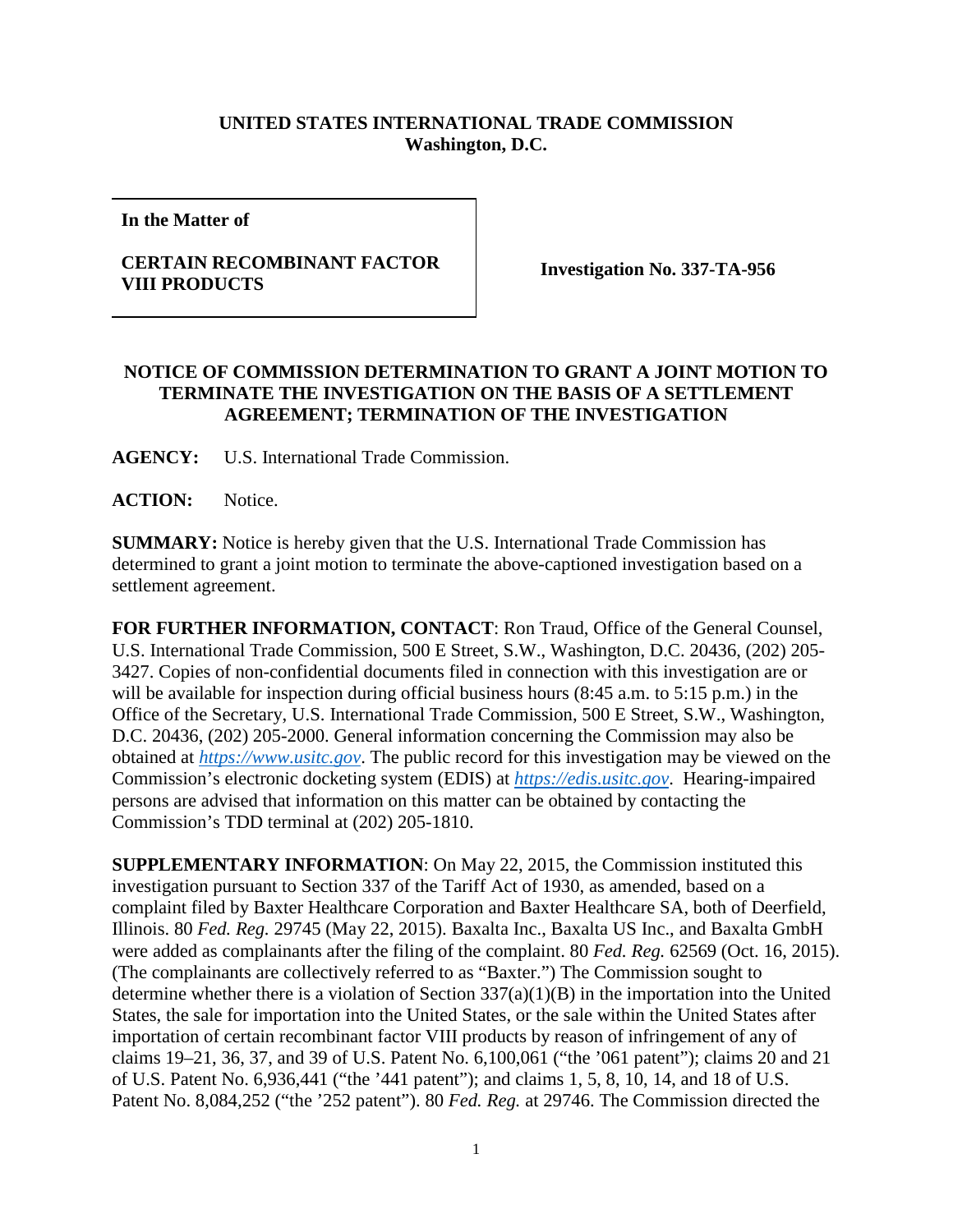**UNITED STATES INTERNATIONAL TRADE COMMISSION**
**Washington, D.C.**

| **In the Matter of**<br><br>**CERTAIN RECOMBINANT FACTOR VIII PRODUCTS** | **Investigation No. 337-TA-956** |
| --- | --- |

## NOTICE OF COMMISSION DETERMINATION TO GRANT A JOINT MOTION TO TERMINATE THE INVESTIGATION ON THE BASIS OF A SETTLEMENT AGREEMENT; TERMINATION OF THE INVESTIGATION

**AGENCY:** U.S. International Trade Commission.

**ACTION:** Notice.

**SUMMARY:** Notice is hereby given that the U.S. International Trade Commission has determined to grant a joint motion to terminate the above-captioned investigation based on a settlement agreement.

**FOR FURTHER INFORMATION, CONTACT**: Ron Traud, Office of the General Counsel, U.S. International Trade Commission, 500 E Street, S.W., Washington, D.C. 20436, (202) 205-3427. Copies of non-confidential documents filed in connection with this investigation are or will be available for inspection during official business hours (8:45 a.m. to 5:15 p.m.) in the Office of the Secretary, U.S. International Trade Commission, 500 E Street, S.W., Washington, D.C. 20436, (202) 205-2000. General information concerning the Commission may also be obtained at *https://www.usitc.gov*. The public record for this investigation may be viewed on the Commission's electronic docketing system (EDIS) at *https://edis.usitc.gov*. Hearing-impaired persons are advised that information on this matter can be obtained by contacting the Commission's TDD terminal at (202) 205-1810.

**SUPPLEMENTARY INFORMATION**: On May 22, 2015, the Commission instituted this investigation pursuant to Section 337 of the Tariff Act of 1930, as amended, based on a complaint filed by Baxter Healthcare Corporation and Baxter Healthcare SA, both of Deerfield, Illinois. 80 *Fed. Reg.* 29745 (May 22, 2015). Baxalta Inc., Baxalta US Inc., and Baxalta GmbH were added as complainants after the filing of the complaint. 80 *Fed. Reg.* 62569 (Oct. 16, 2015). (The complainants are collectively referred to as "Baxter.") The Commission sought to determine whether there is a violation of Section 337(a)(1)(B) in the importation into the United States, the sale for importation into the United States, or the sale within the United States after importation of certain recombinant factor VIII products by reason of infringement of any of claims 19–21, 36, 37, and 39 of U.S. Patent No. 6,100,061 ("the '061 patent"); claims 20 and 21 of U.S. Patent No. 6,936,441 ("the '441 patent"); and claims 1, 5, 8, 10, 14, and 18 of U.S. Patent No. 8,084,252 ("the '252 patent"). 80 *Fed. Reg.* at 29746. The Commission directed the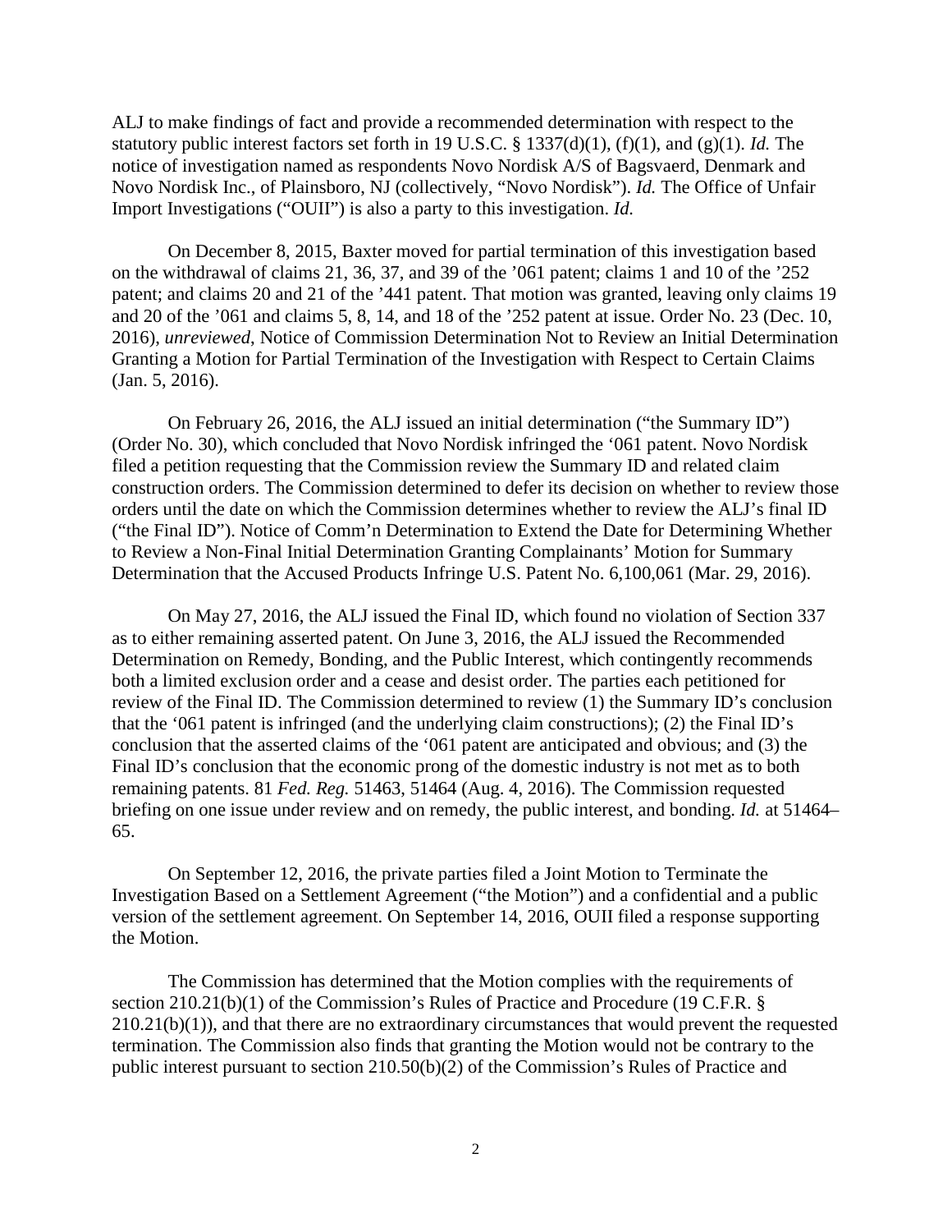ALJ to make findings of fact and provide a recommended determination with respect to the statutory public interest factors set forth in 19 U.S.C. § 1337(d)(1), (f)(1), and (g)(1). *Id.* The notice of investigation named as respondents Novo Nordisk A/S of Bagsvaerd, Denmark and Novo Nordisk Inc., of Plainsboro, NJ (collectively, "Novo Nordisk"). *Id.* The Office of Unfair Import Investigations ("OUII") is also a party to this investigation. *Id.*

On December 8, 2015, Baxter moved for partial termination of this investigation based on the withdrawal of claims 21, 36, 37, and 39 of the '061 patent; claims 1 and 10 of the '252 patent; and claims 20 and 21 of the '441 patent. That motion was granted, leaving only claims 19 and 20 of the '061 and claims 5, 8, 14, and 18 of the '252 patent at issue. Order No. 23 (Dec. 10, 2016), *unreviewed*, Notice of Commission Determination Not to Review an Initial Determination Granting a Motion for Partial Termination of the Investigation with Respect to Certain Claims (Jan. 5, 2016).

On February 26, 2016, the ALJ issued an initial determination ("the Summary ID") (Order No. 30), which concluded that Novo Nordisk infringed the '061 patent. Novo Nordisk filed a petition requesting that the Commission review the Summary ID and related claim construction orders. The Commission determined to defer its decision on whether to review those orders until the date on which the Commission determines whether to review the ALJ's final ID ("the Final ID"). Notice of Comm'n Determination to Extend the Date for Determining Whether to Review a Non-Final Initial Determination Granting Complainants' Motion for Summary Determination that the Accused Products Infringe U.S. Patent No. 6,100,061 (Mar. 29, 2016).

On May 27, 2016, the ALJ issued the Final ID, which found no violation of Section 337 as to either remaining asserted patent. On June 3, 2016, the ALJ issued the Recommended Determination on Remedy, Bonding, and the Public Interest, which contingently recommends both a limited exclusion order and a cease and desist order. The parties each petitioned for review of the Final ID. The Commission determined to review (1) the Summary ID's conclusion that the '061 patent is infringed (and the underlying claim constructions); (2) the Final ID's conclusion that the asserted claims of the '061 patent are anticipated and obvious; and (3) the Final ID's conclusion that the economic prong of the domestic industry is not met as to both remaining patents. 81 *Fed. Reg.* 51463, 51464 (Aug. 4, 2016). The Commission requested briefing on one issue under review and on remedy, the public interest, and bonding. *Id.* at 51464–65.

On September 12, 2016, the private parties filed a Joint Motion to Terminate the Investigation Based on a Settlement Agreement ("the Motion") and a confidential and a public version of the settlement agreement. On September 14, 2016, OUII filed a response supporting the Motion.

The Commission has determined that the Motion complies with the requirements of section 210.21(b)(1) of the Commission's Rules of Practice and Procedure (19 C.F.R. § 210.21(b)(1)), and that there are no extraordinary circumstances that would prevent the requested termination. The Commission also finds that granting the Motion would not be contrary to the public interest pursuant to section 210.50(b)(2) of the Commission's Rules of Practice and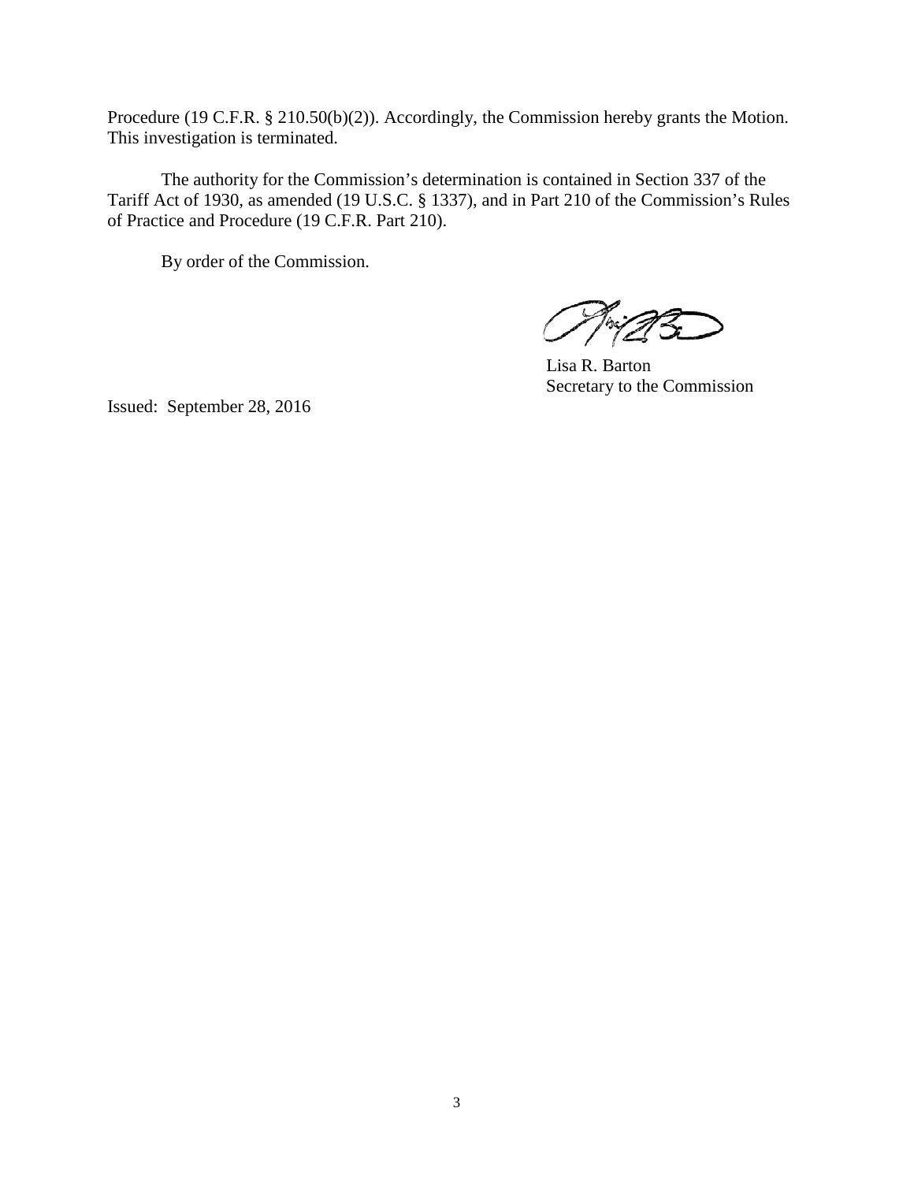Procedure (19 C.F.R. § 210.50(b)(2)). Accordingly, the Commission hereby grants the Motion. This investigation is terminated.

The authority for the Commission's determination is contained in Section 337 of the Tariff Act of 1930, as amended (19 U.S.C. § 1337), and in Part 210 of the Commission's Rules of Practice and Procedure (19 C.F.R. Part 210).

By order of the Commission.

Lisa R. Barton
Secretary to the Commission

Issued: September 28, 2016